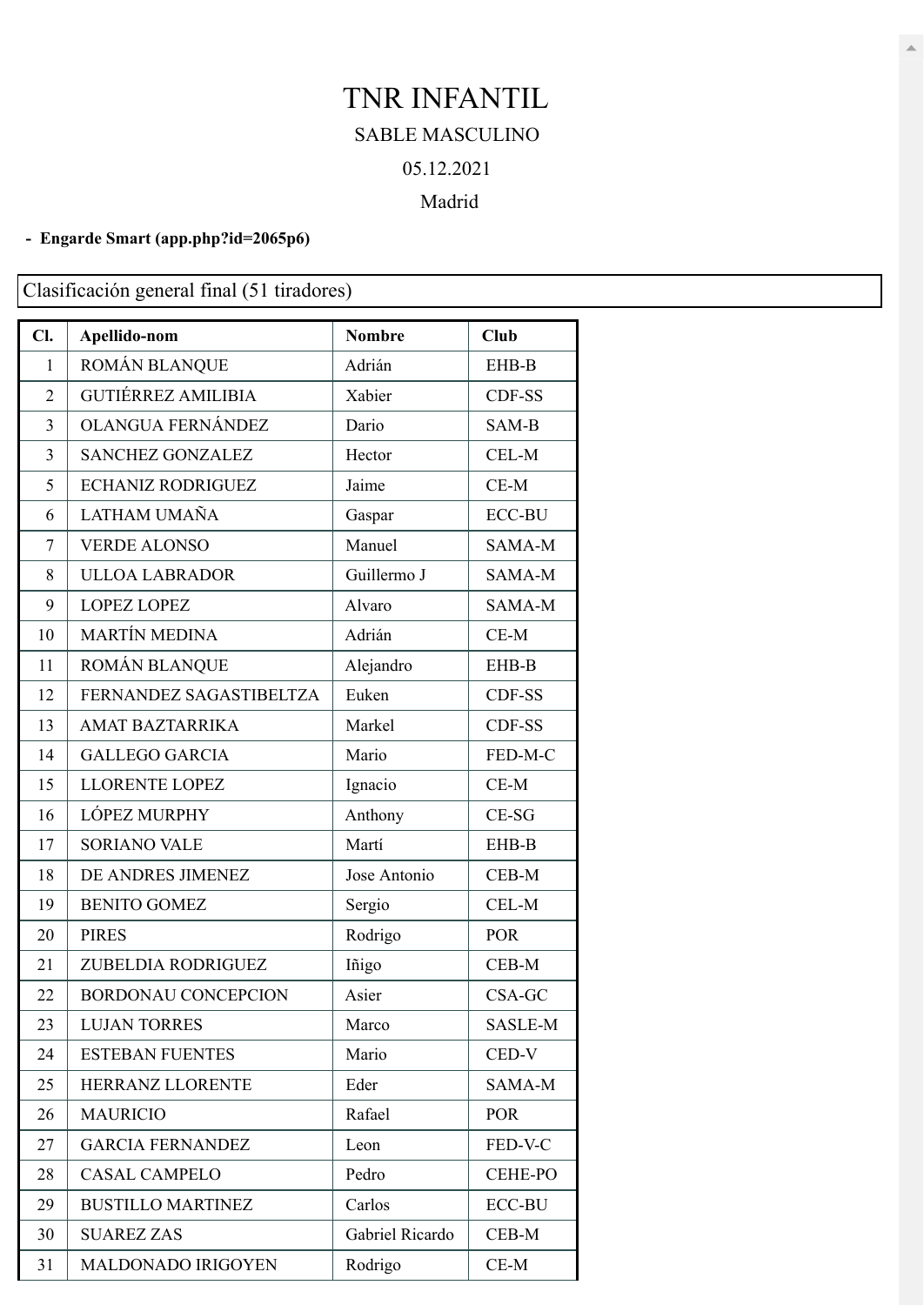# TNR INFANTIL

SABLE MASCULINO

05.12.2021

Madrid

- **Engarde Smart (app.php?id=2065p6)**

Clasificación general final (51 tiradores)

| Cl. | Apellido-nom | Nombre | Club |
|---|---|---|---|
| 1 | ROMÁN BLANQUE | Adrián | EHB-B |
| 2 | GUTIÉRREZ AMILIBIA | Xabier | CDF-SS |
| 3 | OLANGUA FERNÁNDEZ | Dario | SAM-B |
| 3 | SANCHEZ GONZALEZ | Hector | CEL-M |
| 5 | ECHANIZ RODRIGUEZ | Jaime | CE-M |
| 6 | LATHAM UMAÑA | Gaspar | ECC-BU |
| 7 | VERDE ALONSO | Manuel | SAMA-M |
| 8 | ULLOA LABRADOR | Guillermo J | SAMA-M |
| 9 | LOPEZ LOPEZ | Alvaro | SAMA-M |
| 10 | MARTÍN MEDINA | Adrián | CE-M |
| 11 | ROMÁN BLANQUE | Alejandro | EHB-B |
| 12 | FERNANDEZ SAGASTIBELTZA | Euken | CDF-SS |
| 13 | AMAT BAZTARRIKA | Markel | CDF-SS |
| 14 | GALLEGO GARCIA | Mario | FED-M-C |
| 15 | LLORENTE LOPEZ | Ignacio | CE-M |
| 16 | LÓPEZ MURPHY | Anthony | CE-SG |
| 17 | SORIANO VALE | Martí | EHB-B |
| 18 | DE ANDRES JIMENEZ | Jose Antonio | CEB-M |
| 19 | BENITO GOMEZ | Sergio | CEL-M |
| 20 | PIRES | Rodrigo | POR |
| 21 | ZUBELDIA RODRIGUEZ | Iñigo | CEB-M |
| 22 | BORDONAU CONCEPCION | Asier | CSA-GC |
| 23 | LUJAN TORRES | Marco | SASLE-M |
| 24 | ESTEBAN FUENTES | Mario | CED-V |
| 25 | HERRANZ LLORENTE | Eder | SAMA-M |
| 26 | MAURICIO | Rafael | POR |
| 27 | GARCIA FERNANDEZ | Leon | FED-V-C |
| 28 | CASAL CAMPELO | Pedro | CEHE-PO |
| 29 | BUSTILLO MARTINEZ | Carlos | ECC-BU |
| 30 | SUAREZ ZAS | Gabriel Ricardo | CEB-M |
| 31 | MALDONADO IRIGOYEN | Rodrigo | CE-M |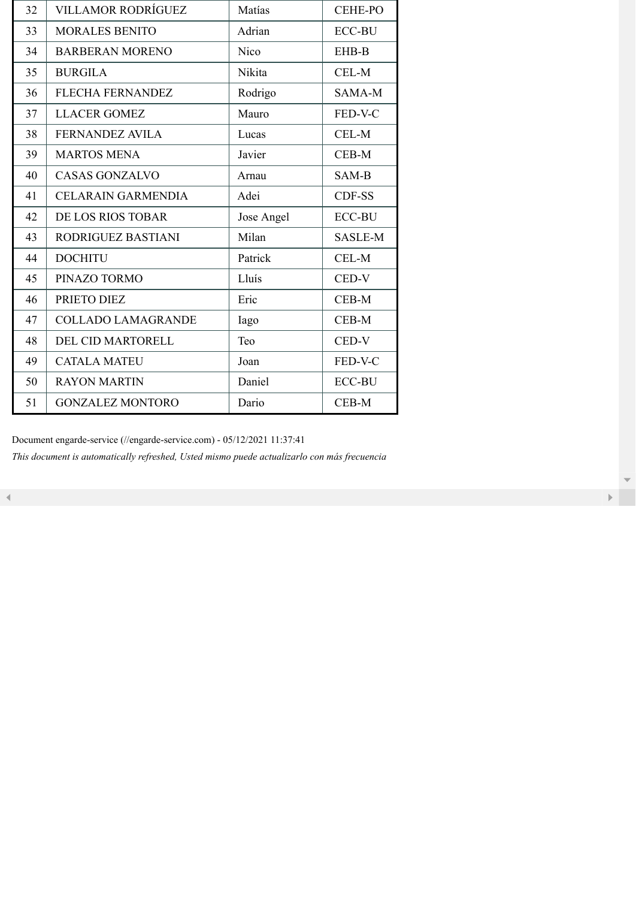| | | | |
|---|---|---|---|
| 32 | VILLAMOR RODRÍGUEZ | Matías | CEHE-PO |
| 33 | MORALES BENITO | Adrian | ECC-BU |
| 34 | BARBERAN MORENO | Nico | EHB-B |
| 35 | BURGILA | Nikita | CEL-M |
| 36 | FLECHA FERNANDEZ | Rodrigo | SAMA-M |
| 37 | LLACER GOMEZ | Mauro | FED-V-C |
| 38 | FERNANDEZ AVILA | Lucas | CEL-M |
| 39 | MARTOS MENA | Javier | CEB-M |
| 40 | CASAS GONZALVO | Arnau | SAM-B |
| 41 | CELARAIN GARMENDIA | Adei | CDF-SS |
| 42 | DE LOS RIOS TOBAR | Jose Angel | ECC-BU |
| 43 | RODRIGUEZ BASTIANI | Milan | SASLE-M |
| 44 | DOCHITU | Patrick | CEL-M |
| 45 | PINAZO TORMO | Lluís | CED-V |
| 46 | PRIETO DIEZ | Eric | CEB-M |
| 47 | COLLADO LAMAGRANDE | Iago | CEB-M |
| 48 | DEL CID MARTORELL | Teo | CED-V |
| 49 | CATALA MATEU | Joan | FED-V-C |
| 50 | RAYON MARTIN | Daniel | ECC-BU |
| 51 | GONZALEZ MONTORO | Dario | CEB-M |

Document engarde-service (//engarde-service.com) - 05/12/2021 11:37:41

*This document is automatically refreshed, Usted mismo puede actualizarlo con más frecuencia*